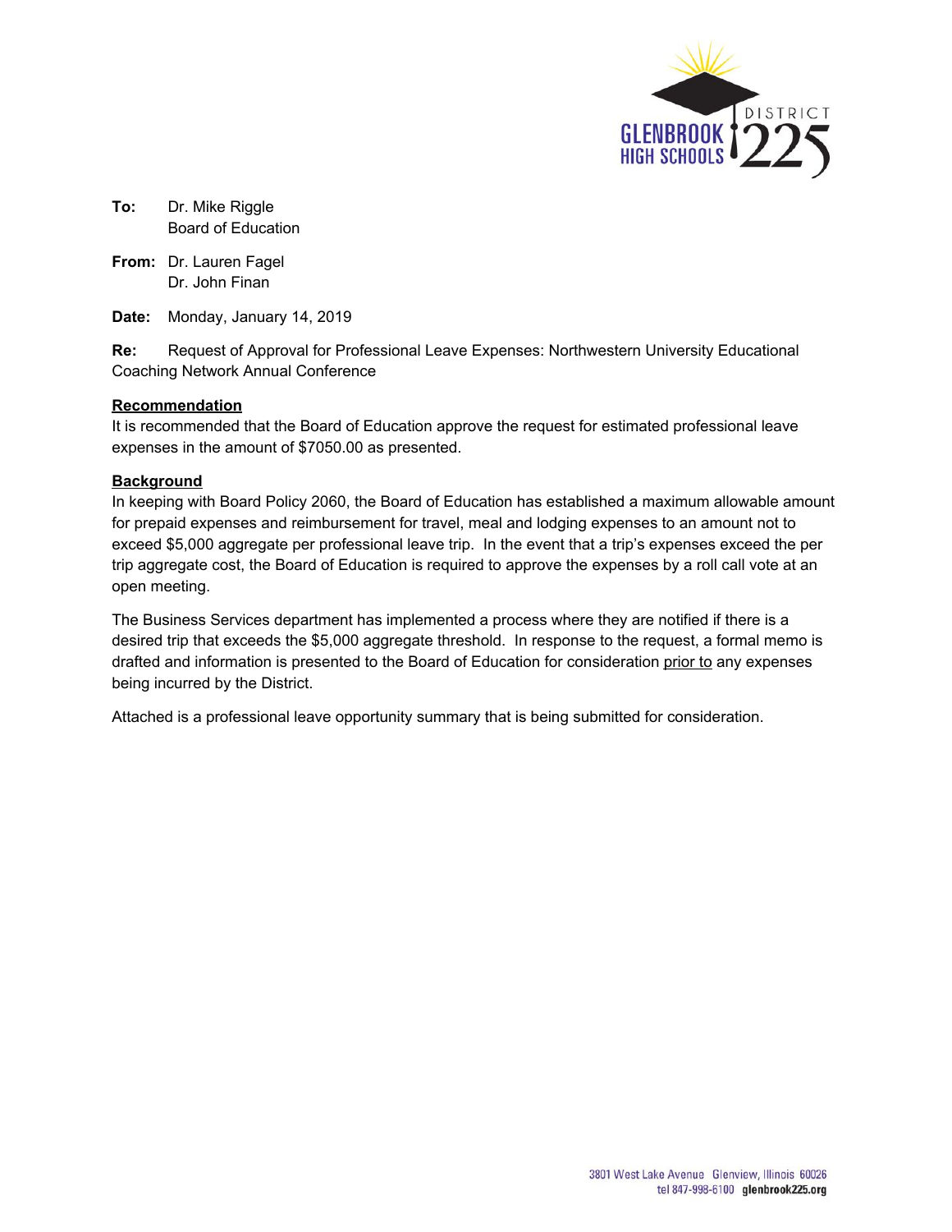**To:** Dr. Mike Riggle
Board of Education

**From:** Dr. Lauren Fagel
Dr. John Finan

**Date:** Monday, January 14, 2019

**Re:** Request of Approval for Professional Leave Expenses: Northwestern University Educational Coaching Network Annual Conference

**Recommendation**

It is recommended that the Board of Education approve the request for estimated professional leave expenses in the amount of $7050.00 as presented.

**Background**

In keeping with Board Policy 2060, the Board of Education has established a maximum allowable amount for prepaid expenses and reimbursement for travel, meal and lodging expenses to an amount not to exceed $5,000 aggregate per professional leave trip. In the event that a trip's expenses exceed the per trip aggregate cost, the Board of Education is required to approve the expenses by a roll call vote at an open meeting.

The Business Services department has implemented a process where they are notified if there is a desired trip that exceeds the $5,000 aggregate threshold. In response to the request, a formal memo is drafted and information is presented to the Board of Education for consideration prior to any expenses being incurred by the District.

Attached is a professional leave opportunity summary that is being submitted for consideration.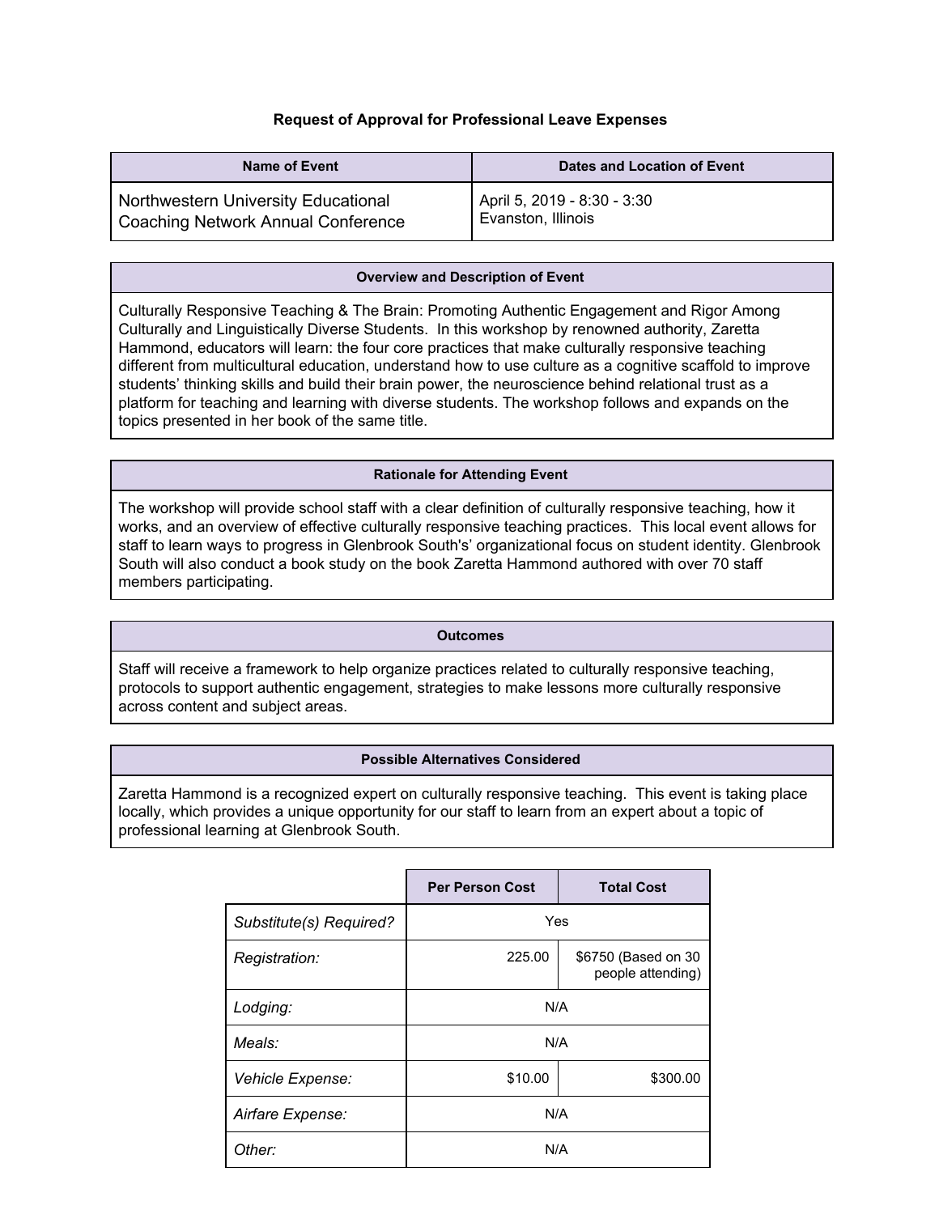### Request of Approval for Professional Leave Expenses

| Name of Event | Dates and Location of Event |
| --- | --- |
| Northwestern University Educational Coaching Network Annual Conference | April 5, 2019 - 8:30 - 3:30<br>Evanston, Illinois |

| Overview and Description of Event |
| --- |
| Culturally Responsive Teaching & The Brain: Promoting Authentic Engagement and Rigor Among Culturally and Linguistically Diverse Students. In this workshop by renowned authority, Zaretta Hammond, educators will learn: the four core practices that make culturally responsive teaching different from multicultural education, understand how to use culture as a cognitive scaffold to improve students' thinking skills and build their brain power, the neuroscience behind relational trust as a platform for teaching and learning with diverse students. The workshop follows and expands on the topics presented in her book of the same title. |

| Rationale for Attending Event |
| --- |
| The workshop will provide school staff with a clear definition of culturally responsive teaching, how it works, and an overview of effective culturally responsive teaching practices. This local event allows for staff to learn ways to progress in Glenbrook South's' organizational focus on student identity. Glenbrook South will also conduct a book study on the book Zaretta Hammond authored with over 70 staff members participating. |

| Outcomes |
| --- |
| Staff will receive a framework to help organize practices related to culturally responsive teaching, protocols to support authentic engagement, strategies to make lessons more culturally responsive across content and subject areas. |

| Possible Alternatives Considered |
| --- |
| Zaretta Hammond is a recognized expert on culturally responsive teaching. This event is taking place locally, which provides a unique opportunity for our staff to learn from an expert about a topic of professional learning at Glenbrook South. |

| | Per Person Cost | Total Cost |
| --- | --- | --- |
| *Substitute(s) Required?* | Yes | |
| *Registration:* | 225.00 | $6750 (Based on 30 people attending) |
| *Lodging:* | N/A | |
| *Meals:* | N/A | |
| *Vehicle Expense:* | $10.00 | $300.00 |
| *Airfare Expense:* | N/A | |
| *Other:* | N/A | |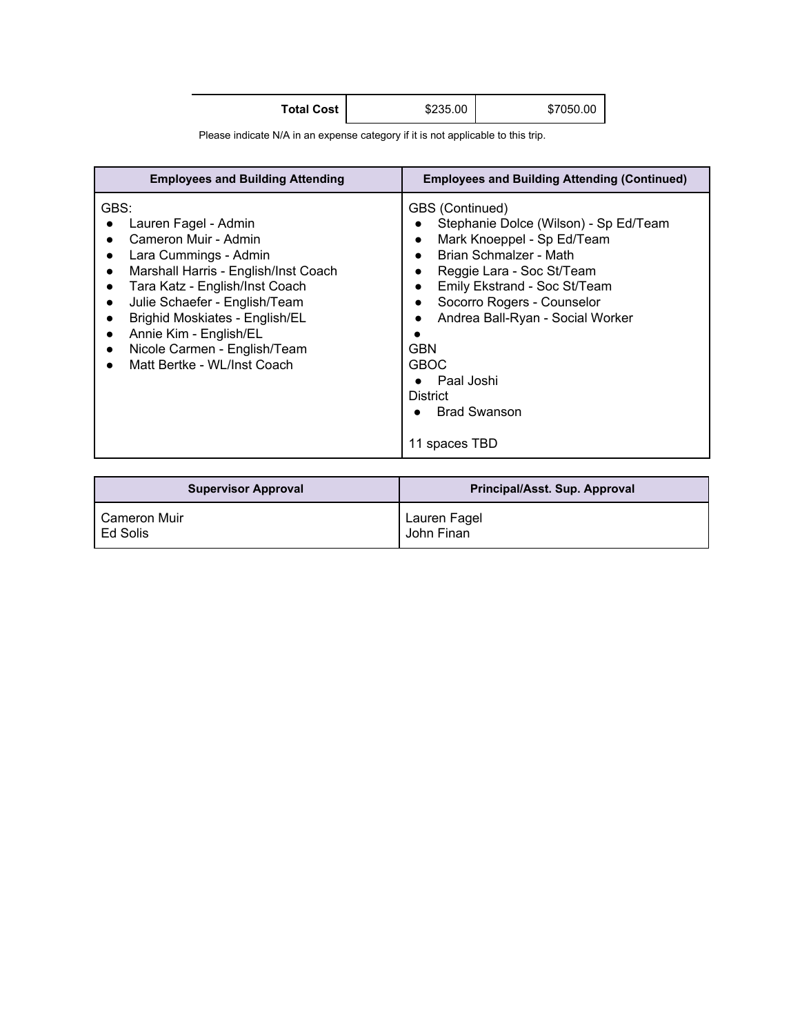| | | |
|---|---|---|
| **Total Cost** | $235.00 | $7050.00 |

Please indicate N/A in an expense category if it is not applicable to this trip.

| Employees and Building Attending | Employees and Building Attending (Continued) |
|---|---|
| GBS:<br>• Lauren Fagel - Admin<br>• Cameron Muir - Admin<br>• Lara Cummings - Admin<br>• Marshall Harris - English/Inst Coach<br>• Tara Katz - English/Inst Coach<br>• Julie Schaefer - English/Team<br>• Brighid Moskiates - English/EL<br>• Annie Kim - English/EL<br>• Nicole Carmen - English/Team<br>• Matt Bertke - WL/Inst Coach | GBS (Continued)<br>• Stephanie Dolce (Wilson) - Sp Ed/Team<br>• Mark Knoeppel - Sp Ed/Team<br>• Brian Schmalzer - Math<br>• Reggie Lara - Soc St/Team<br>• Emily Ekstrand - Soc St/Team<br>• Socorro Rogers - Counselor<br>• Andrea Ball-Ryan - Social Worker<br>•<br>GBN<br>GBOC<br>• Paal Joshi<br>District<br>• Brad Swanson<br><br>11 spaces TBD |

| Supervisor Approval | Principal/Asst. Sup. Approval |
|---|---|
| Cameron Muir<br>Ed Solis | Lauren Fagel<br>John Finan |